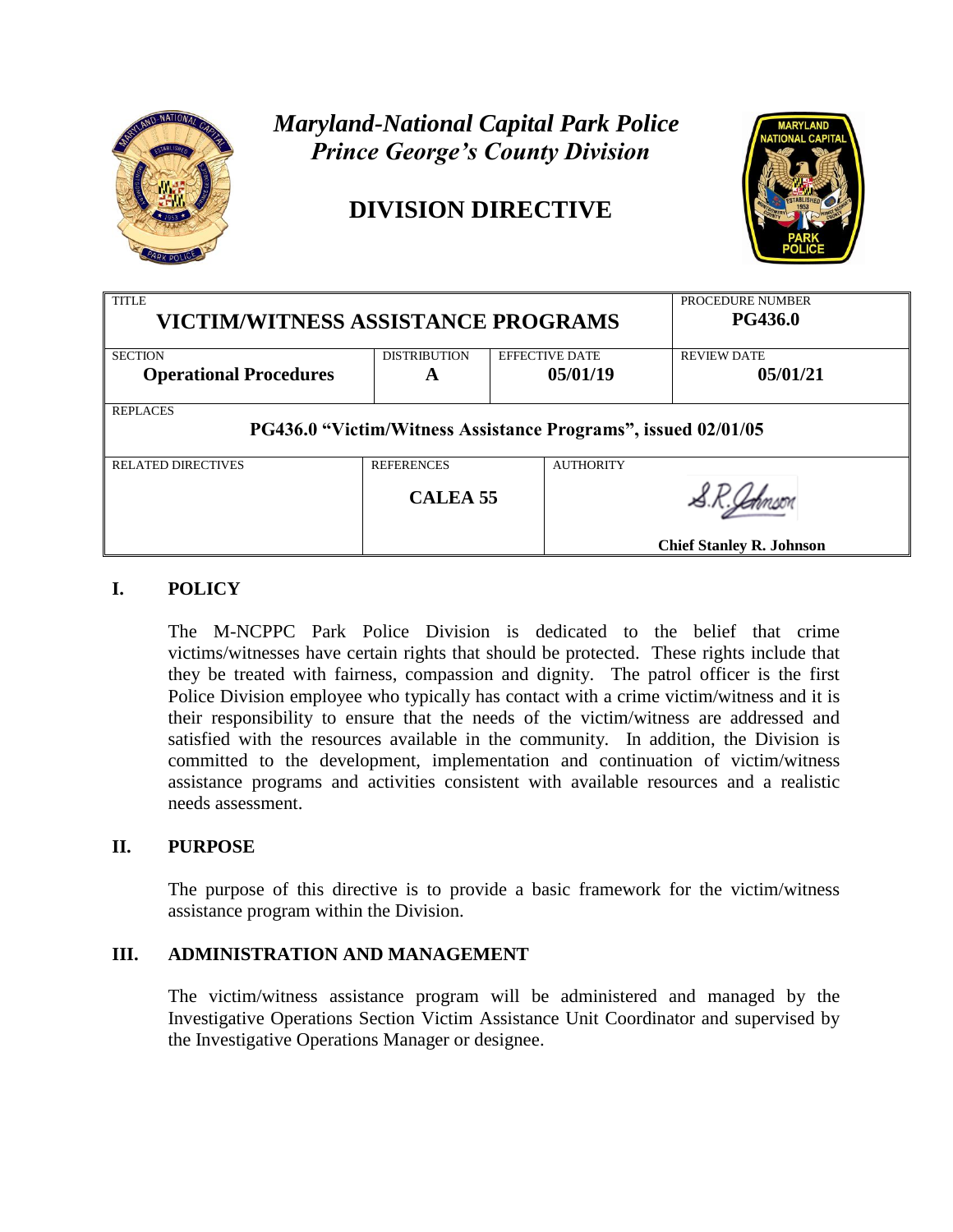# *Maryland-National Capital Park Police*
# *Prince George's County Division*

## DIVISION DIRECTIVE

| TITLE | | | | PROCEDURE NUMBER |
|---|---|---|---|---|
| **VICTIM/WITNESS ASSISTANCE PROGRAMS** | | | | **PG436.0** |
| SECTION **Operational Procedures** | DISTRIBUTION **A** | EFFECTIVE DATE **05/01/19** | | REVIEW DATE **05/01/21** |
| REPLACES **PG436.0 "Victim/Witness Assistance Programs", issued 02/01/05** | | | | |
| RELATED DIRECTIVES | REFERENCES **CALEA 55** | AUTHORITY S.R. Johnson **Chief Stanley R. Johnson** | | |

## I. POLICY

The M-NCPPC Park Police Division is dedicated to the belief that crime victims/witnesses have certain rights that should be protected. These rights include that they be treated with fairness, compassion and dignity. The patrol officer is the first Police Division employee who typically has contact with a crime victim/witness and it is their responsibility to ensure that the needs of the victim/witness are addressed and satisfied with the resources available in the community. In addition, the Division is committed to the development, implementation and continuation of victim/witness assistance programs and activities consistent with available resources and a realistic needs assessment.

## II. PURPOSE

The purpose of this directive is to provide a basic framework for the victim/witness assistance program within the Division.

## III. ADMINISTRATION AND MANAGEMENT

The victim/witness assistance program will be administered and managed by the Investigative Operations Section Victim Assistance Unit Coordinator and supervised by the Investigative Operations Manager or designee.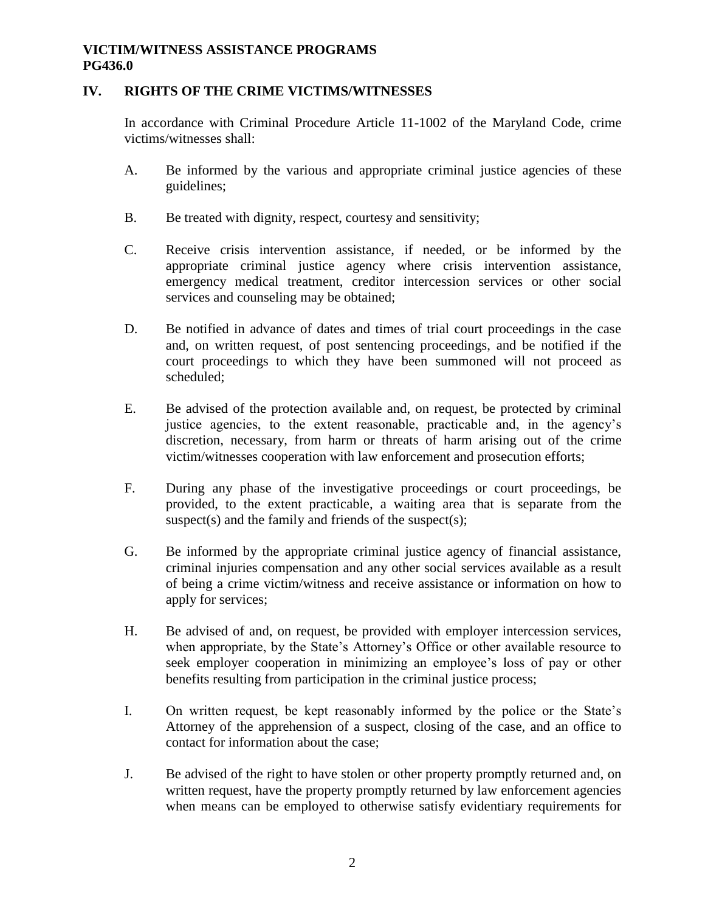**VICTIM/WITNESS ASSISTANCE PROGRAMS**
**PG436.0**

## IV. RIGHTS OF THE CRIME VICTIMS/WITNESSES

In accordance with Criminal Procedure Article 11-1002 of the Maryland Code, crime victims/witnesses shall:

A. Be informed by the various and appropriate criminal justice agencies of these guidelines;

B. Be treated with dignity, respect, courtesy and sensitivity;

C. Receive crisis intervention assistance, if needed, or be informed by the appropriate criminal justice agency where crisis intervention assistance, emergency medical treatment, creditor intercession services or other social services and counseling may be obtained;

D. Be notified in advance of dates and times of trial court proceedings in the case and, on written request, of post sentencing proceedings, and be notified if the court proceedings to which they have been summoned will not proceed as scheduled;

E. Be advised of the protection available and, on request, be protected by criminal justice agencies, to the extent reasonable, practicable and, in the agency's discretion, necessary, from harm or threats of harm arising out of the crime victim/witnesses cooperation with law enforcement and prosecution efforts;

F. During any phase of the investigative proceedings or court proceedings, be provided, to the extent practicable, a waiting area that is separate from the suspect(s) and the family and friends of the suspect(s);

G. Be informed by the appropriate criminal justice agency of financial assistance, criminal injuries compensation and any other social services available as a result of being a crime victim/witness and receive assistance or information on how to apply for services;

H. Be advised of and, on request, be provided with employer intercession services, when appropriate, by the State's Attorney's Office or other available resource to seek employer cooperation in minimizing an employee's loss of pay or other benefits resulting from participation in the criminal justice process;

I. On written request, be kept reasonably informed by the police or the State's Attorney of the apprehension of a suspect, closing of the case, and an office to contact for information about the case;

J. Be advised of the right to have stolen or other property promptly returned and, on written request, have the property promptly returned by law enforcement agencies when means can be employed to otherwise satisfy evidentiary requirements for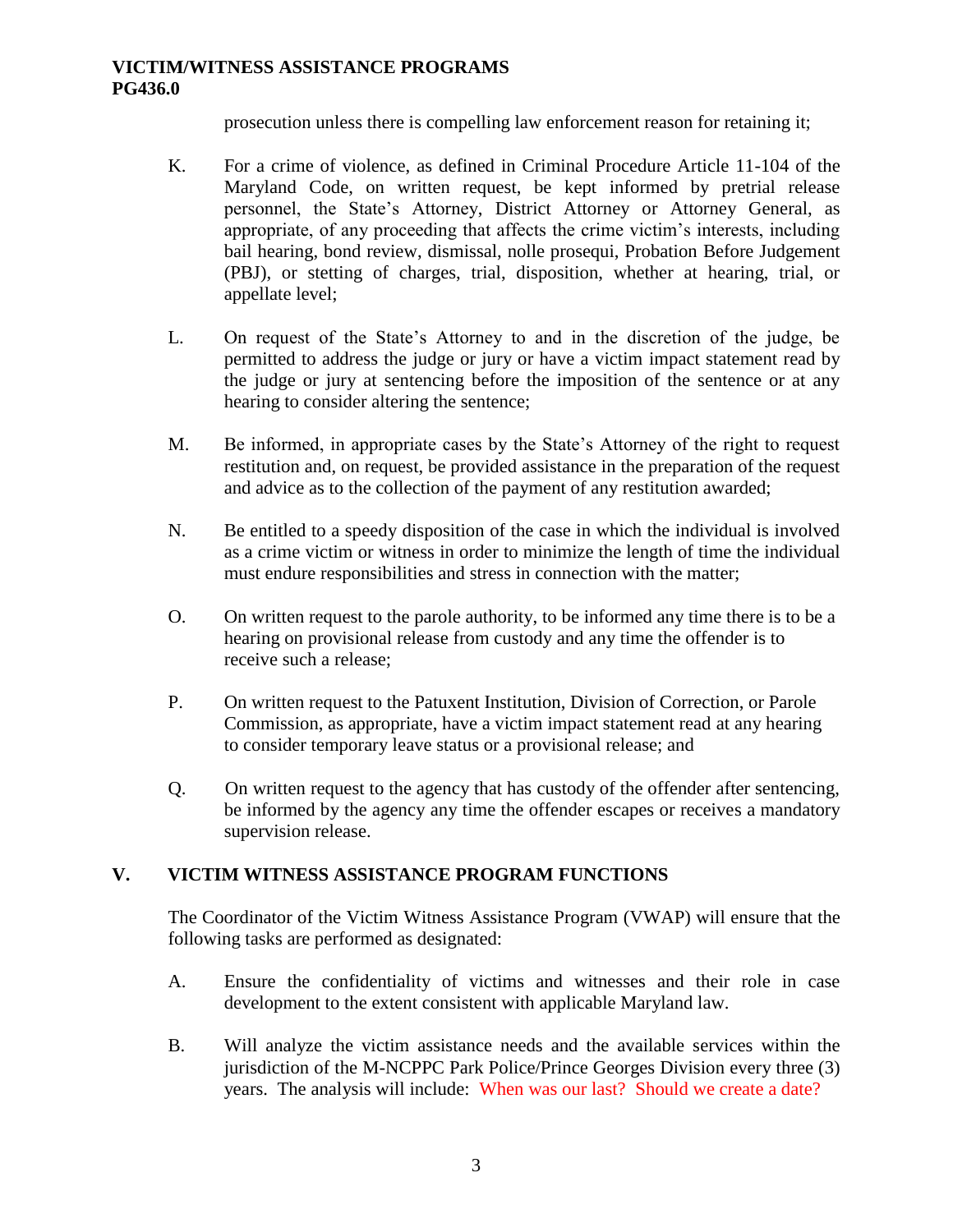prosecution unless there is compelling law enforcement reason for retaining it;

K. For a crime of violence, as defined in Criminal Procedure Article 11-104 of the Maryland Code, on written request, be kept informed by pretrial release personnel, the State's Attorney, District Attorney or Attorney General, as appropriate, of any proceeding that affects the crime victim's interests, including bail hearing, bond review, dismissal, nolle prosequi, Probation Before Judgement (PBJ), or stetting of charges, trial, disposition, whether at hearing, trial, or appellate level;

L. On request of the State's Attorney to and in the discretion of the judge, be permitted to address the judge or jury or have a victim impact statement read by the judge or jury at sentencing before the imposition of the sentence or at any hearing to consider altering the sentence;

M. Be informed, in appropriate cases by the State's Attorney of the right to request restitution and, on request, be provided assistance in the preparation of the request and advice as to the collection of the payment of any restitution awarded;

N. Be entitled to a speedy disposition of the case in which the individual is involved as a crime victim or witness in order to minimize the length of time the individual must endure responsibilities and stress in connection with the matter;

O. On written request to the parole authority, to be informed any time there is to be a hearing on provisional release from custody and any time the offender is to receive such a release;

P. On written request to the Patuxent Institution, Division of Correction, or Parole Commission, as appropriate, have a victim impact statement read at any hearing to consider temporary leave status or a provisional release; and

Q. On written request to the agency that has custody of the offender after sentencing, be informed by the agency any time the offender escapes or receives a mandatory supervision release.

## V. VICTIM WITNESS ASSISTANCE PROGRAM FUNCTIONS

The Coordinator of the Victim Witness Assistance Program (VWAP) will ensure that the following tasks are performed as designated:

A. Ensure the confidentiality of victims and witnesses and their role in case development to the extent consistent with applicable Maryland law.

B. Will analyze the victim assistance needs and the available services within the jurisdiction of the M-NCPPC Park Police/Prince Georges Division every three (3) years. The analysis will include: When was our last? Should we create a date?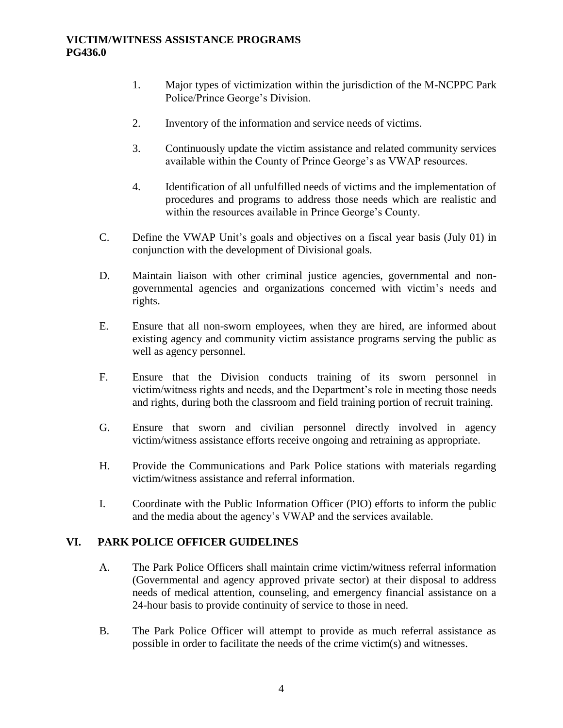1. Major types of victimization within the jurisdiction of the M-NCPPC Park Police/Prince George's Division.

2. Inventory of the information and service needs of victims.

3. Continuously update the victim assistance and related community services available within the County of Prince George's as VWAP resources.

4. Identification of all unfulfilled needs of victims and the implementation of procedures and programs to address those needs which are realistic and within the resources available in Prince George's County.

C. Define the VWAP Unit's goals and objectives on a fiscal year basis (July 01) in conjunction with the development of Divisional goals.

D. Maintain liaison with other criminal justice agencies, governmental and non-governmental agencies and organizations concerned with victim's needs and rights.

E. Ensure that all non-sworn employees, when they are hired, are informed about existing agency and community victim assistance programs serving the public as well as agency personnel.

F. Ensure that the Division conducts training of its sworn personnel in victim/witness rights and needs, and the Department's role in meeting those needs and rights, during both the classroom and field training portion of recruit training.

G. Ensure that sworn and civilian personnel directly involved in agency victim/witness assistance efforts receive ongoing and retraining as appropriate.

H. Provide the Communications and Park Police stations with materials regarding victim/witness assistance and referral information.

I. Coordinate with the Public Information Officer (PIO) efforts to inform the public and the media about the agency's VWAP and the services available.

## VI. PARK POLICE OFFICER GUIDELINES

A. The Park Police Officers shall maintain crime victim/witness referral information (Governmental and agency approved private sector) at their disposal to address needs of medical attention, counseling, and emergency financial assistance on a 24-hour basis to provide continuity of service to those in need.

B. The Park Police Officer will attempt to provide as much referral assistance as possible in order to facilitate the needs of the crime victim(s) and witnesses.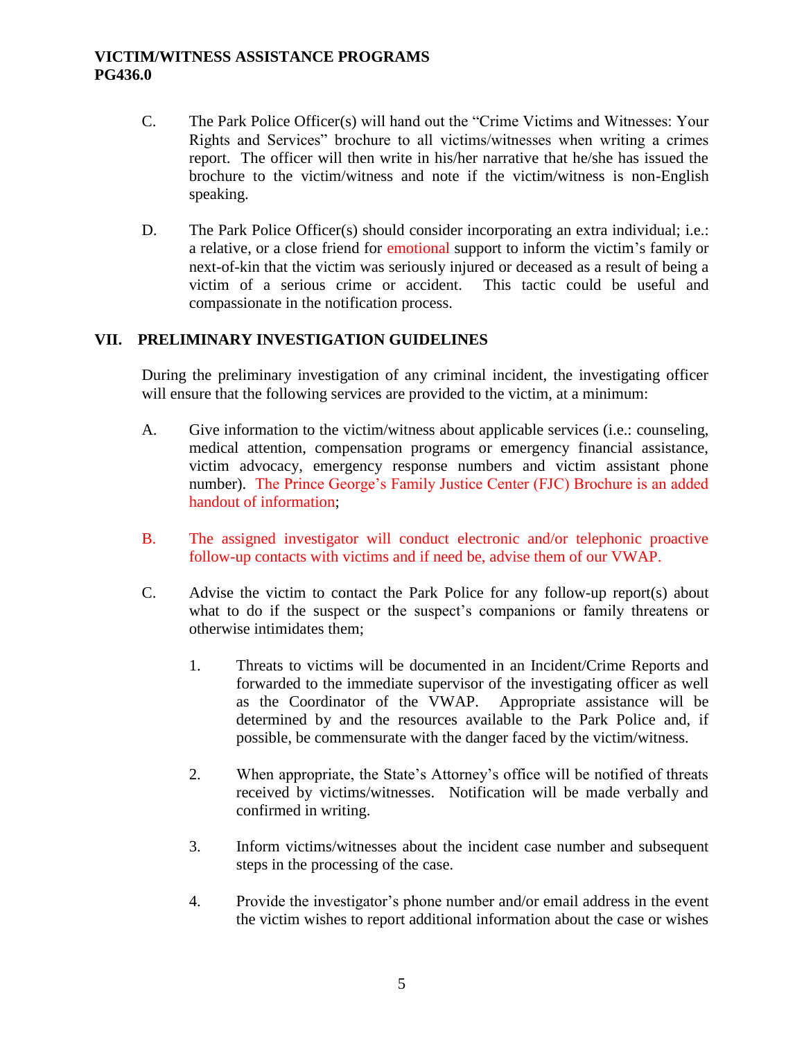C. The Park Police Officer(s) will hand out the "Crime Victims and Witnesses: Your Rights and Services" brochure to all victims/witnesses when writing a crimes report. The officer will then write in his/her narrative that he/she has issued the brochure to the victim/witness and note if the victim/witness is non-English speaking.

D. The Park Police Officer(s) should consider incorporating an extra individual; i.e.: a relative, or a close friend for emotional support to inform the victim's family or next-of-kin that the victim was seriously injured or deceased as a result of being a victim of a serious crime or accident. This tactic could be useful and compassionate in the notification process.

## VII. PRELIMINARY INVESTIGATION GUIDELINES

During the preliminary investigation of any criminal incident, the investigating officer will ensure that the following services are provided to the victim, at a minimum:

A. Give information to the victim/witness about applicable services (i.e.: counseling, medical attention, compensation programs or emergency financial assistance, victim advocacy, emergency response numbers and victim assistant phone number). The Prince George's Family Justice Center (FJC) Brochure is an added handout of information;

B. The assigned investigator will conduct electronic and/or telephonic proactive follow-up contacts with victims and if need be, advise them of our VWAP.

C. Advise the victim to contact the Park Police for any follow-up report(s) about what to do if the suspect or the suspect's companions or family threatens or otherwise intimidates them;

1. Threats to victims will be documented in an Incident/Crime Reports and forwarded to the immediate supervisor of the investigating officer as well as the Coordinator of the VWAP. Appropriate assistance will be determined by and the resources available to the Park Police and, if possible, be commensurate with the danger faced by the victim/witness.

2. When appropriate, the State's Attorney's office will be notified of threats received by victims/witnesses. Notification will be made verbally and confirmed in writing.

3. Inform victims/witnesses about the incident case number and subsequent steps in the processing of the case.

4. Provide the investigator's phone number and/or email address in the event the victim wishes to report additional information about the case or wishes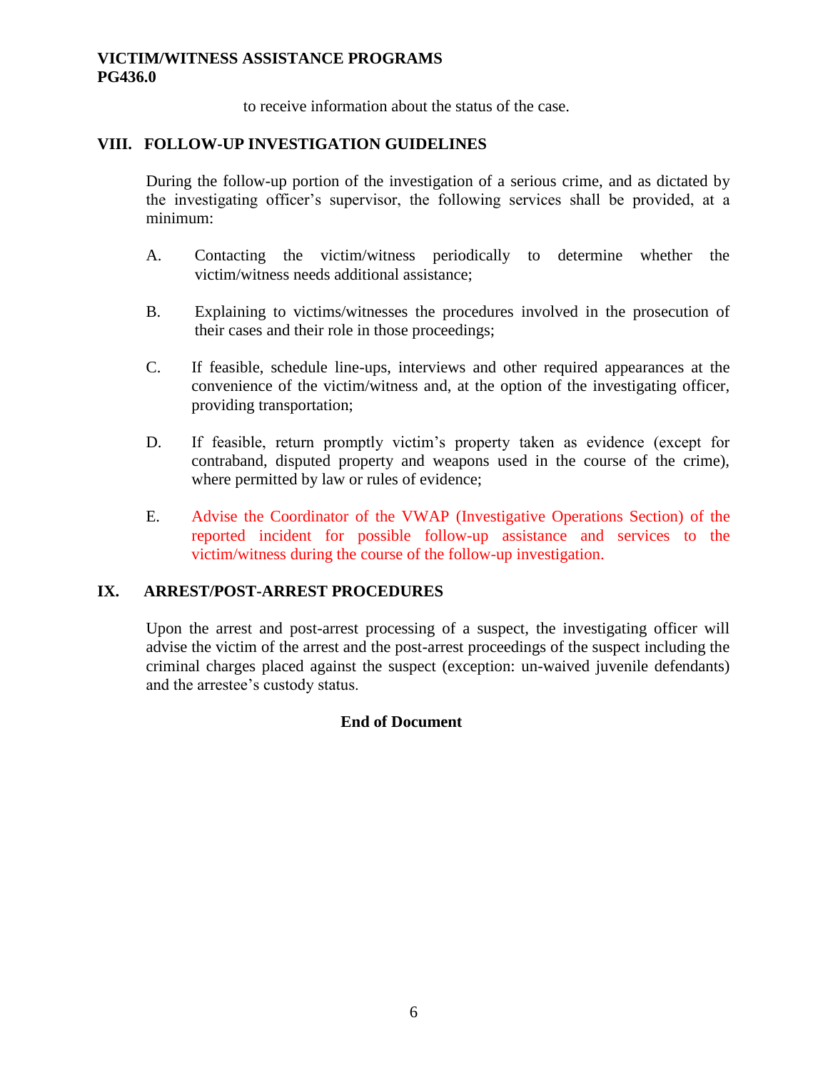to receive information about the status of the case.

## VIII. FOLLOW-UP INVESTIGATION GUIDELINES

During the follow-up portion of the investigation of a serious crime, and as dictated by the investigating officer's supervisor, the following services shall be provided, at a minimum:

A. Contacting the victim/witness periodically to determine whether the victim/witness needs additional assistance;

B. Explaining to victims/witnesses the procedures involved in the prosecution of their cases and their role in those proceedings;

C. If feasible, schedule line-ups, interviews and other required appearances at the convenience of the victim/witness and, at the option of the investigating officer, providing transportation;

D. If feasible, return promptly victim's property taken as evidence (except for contraband, disputed property and weapons used in the course of the crime), where permitted by law or rules of evidence;

E. Advise the Coordinator of the VWAP (Investigative Operations Section) of the reported incident for possible follow-up assistance and services to the victim/witness during the course of the follow-up investigation.

## IX. ARREST/POST-ARREST PROCEDURES

Upon the arrest and post-arrest processing of a suspect, the investigating officer will advise the victim of the arrest and the post-arrest proceedings of the suspect including the criminal charges placed against the suspect (exception: un-waived juvenile defendants) and the arrestee's custody status.

**End of Document**